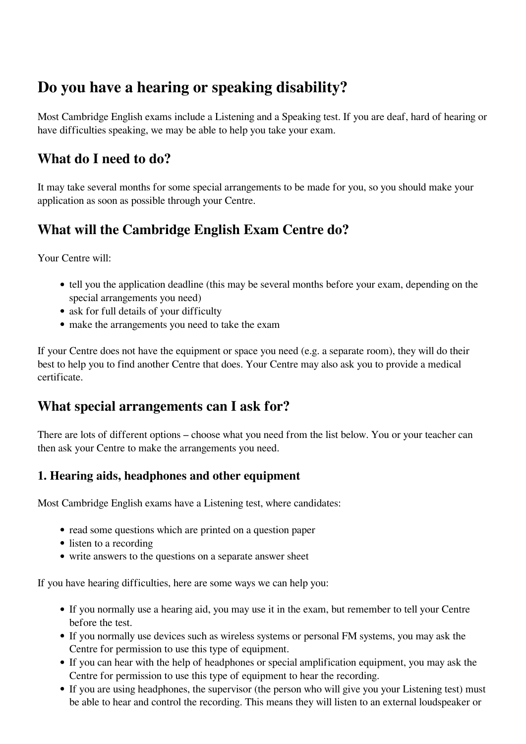# Do you have a hearing or speaking disability?

Most Cambridge English exams include a Listening and a Speaking test. If you are deaf, hard of hearing or have difficulties speaking, we may be able to help you take your exam.

## What do I need to do?

It may take several months for some special arrangements to be made for you, so you should make your application as soon as possible through your Centre.

## What will the Cambridge English Exam Centre do?

Your Centre will:

- tell you the application deadline (this may be several months before your exam, depending on the special arrangements you need)
- ask for full details of your difficulty
- make the arrangements you need to take the exam

If your Centre does not have the equipment or space you need (e.g. a separate room), they will do their best to help you to find another Centre that does. Your Centre may also ask you to provide a medical certificate.

## What special arrangements can I ask for?

There are lots of different options – choose what you need from the list below. You or your teacher can then ask your Centre to make the arrangements you need.

### 1. Hearing aids, headphones and other equipment

Most Cambridge English exams have a Listening test, where candidates:

- read some questions which are printed on a question paper
- listen to a recording
- write answers to the questions on a separate answer sheet

If you have hearing difficulties, here are some ways we can help you:

- If you normally use a hearing aid, you may use it in the exam, but remember to tell your Centre before the test.
- If you normally use devices such as wireless systems or personal FM systems, you may ask the Centre for permission to use this type of equipment.
- If you can hear with the help of headphones or special amplification equipment, you may ask the Centre for permission to use this type of equipment to hear the recording.
- If you are using headphones, the supervisor (the person who will give you your Listening test) must be able to hear and control the recording. This means they will listen to an external loudspeaker or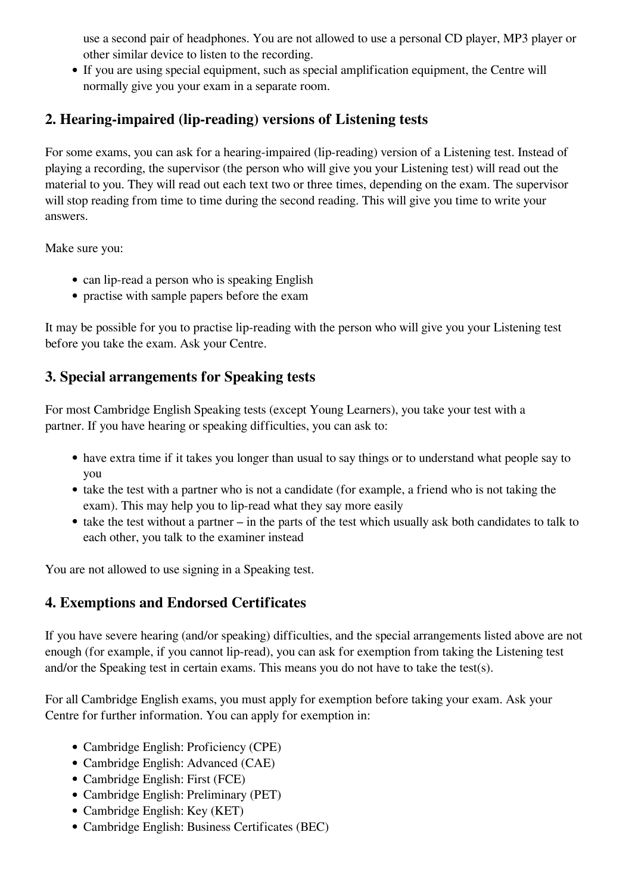use a second pair of headphones. You are not allowed to use a personal CD player, MP3 player or other similar device to listen to the recording.

- If you are using special equipment, such as special amplification equipment, the Centre will normally give you your exam in a separate room.

## 2. Hearing-impaired (lip-reading) versions of Listening tests

For some exams, you can ask for a hearing-impaired (lip-reading) version of a Listening test. Instead of playing a recording, the supervisor (the person who will give you your Listening test) will read out the material to you. They will read out each text two or three times, depending on the exam. The supervisor will stop reading from time to time during the second reading. This will give you time to write your answers.

Make sure you:

- can lip-read a person who is speaking English
- practise with sample papers before the exam

It may be possible for you to practise lip-reading with the person who will give you your Listening test before you take the exam. Ask your Centre.

## 3. Special arrangements for Speaking tests

For most Cambridge English Speaking tests (except Young Learners), you take your test with a partner. If you have hearing or speaking difficulties, you can ask to:

- have extra time if it takes you longer than usual to say things or to understand what people say to you
- take the test with a partner who is not a candidate (for example, a friend who is not taking the exam). This may help you to lip-read what they say more easily
- take the test without a partner – in the parts of the test which usually ask both candidates to talk to each other, you talk to the examiner instead

You are not allowed to use signing in a Speaking test.

## 4. Exemptions and Endorsed Certificates

If you have severe hearing (and/or speaking) difficulties, and the special arrangements listed above are not enough (for example, if you cannot lip-read), you can ask for exemption from taking the Listening test and/or the Speaking test in certain exams. This means you do not have to take the test(s).

For all Cambridge English exams, you must apply for exemption before taking your exam. Ask your Centre for further information. You can apply for exemption in:

- Cambridge English: Proficiency (CPE)
- Cambridge English: Advanced (CAE)
- Cambridge English: First (FCE)
- Cambridge English: Preliminary (PET)
- Cambridge English: Key (KET)
- Cambridge English: Business Certificates (BEC)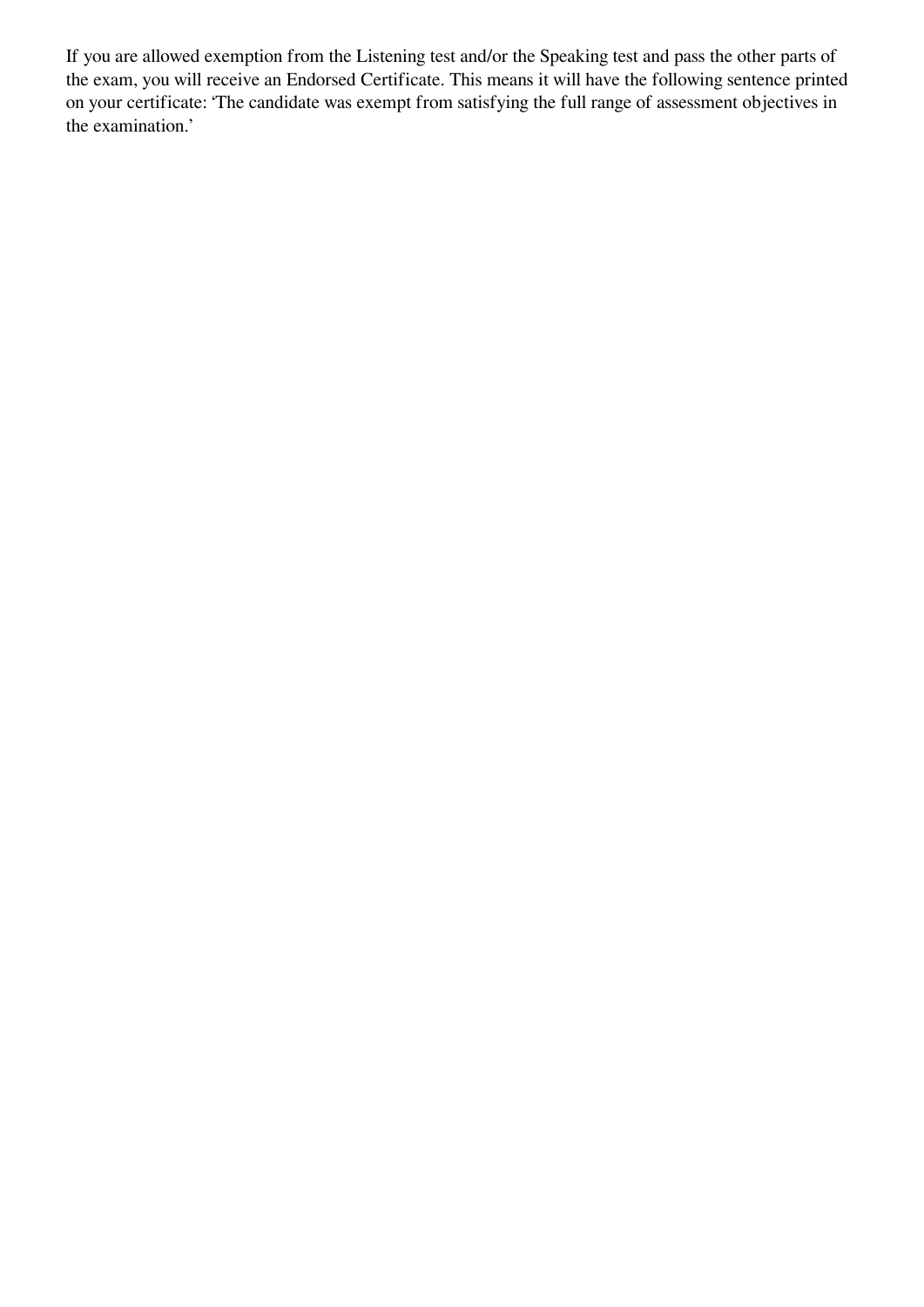If you are allowed exemption from the Listening test and/or the Speaking test and pass the other parts of the exam, you will receive an Endorsed Certificate. This means it will have the following sentence printed on your certificate: 'The candidate was exempt from satisfying the full range of assessment objectives in the examination.'